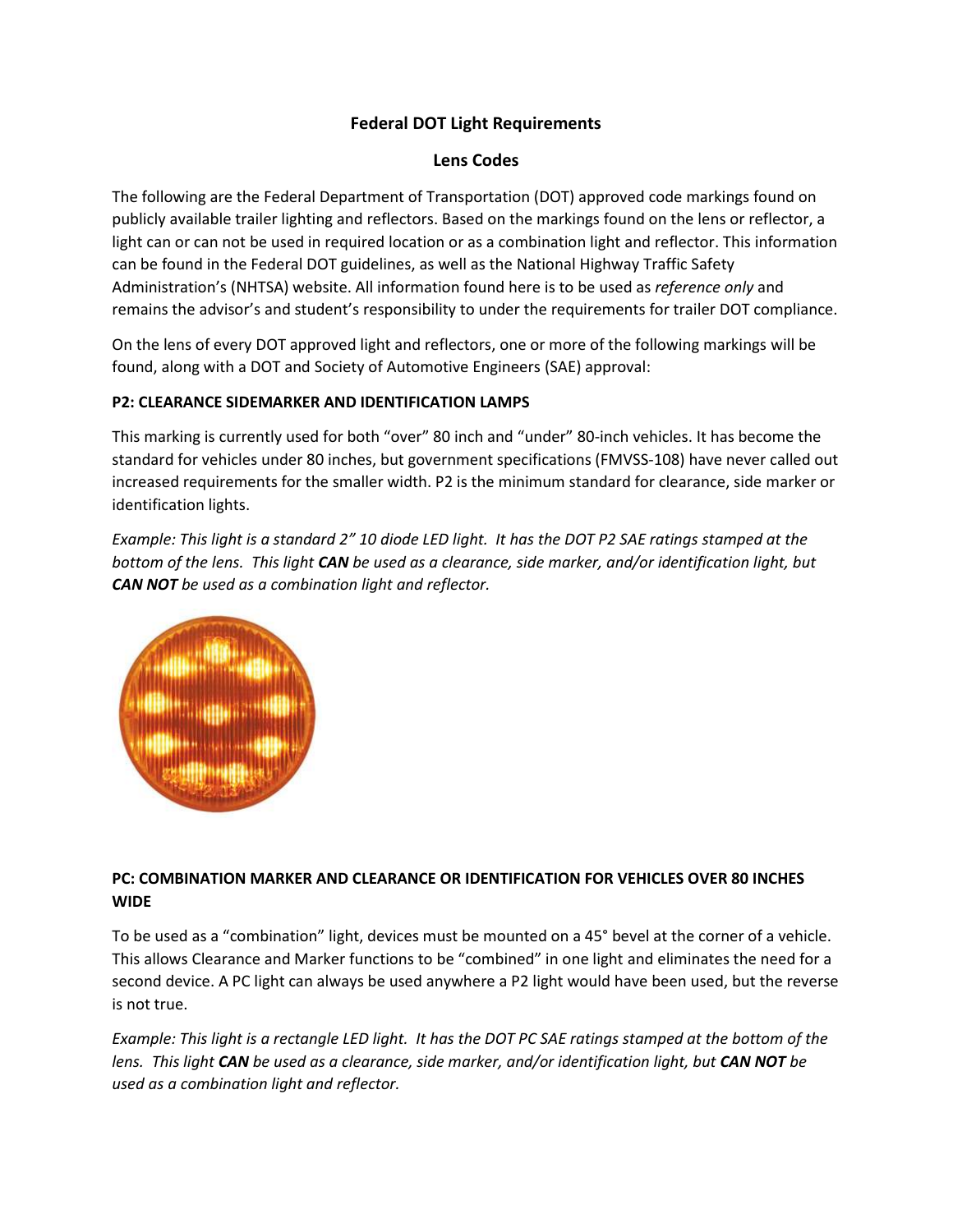# Federal DOT Light Requirements

## Lens Codes

The following are the Federal Department of Transportation (DOT) approved code markings found on publicly available trailer lighting and reflectors. Based on the markings found on the lens or reflector, a light can or can not be used in required location or as a combination light and reflector. This information can be found in the Federal DOT guidelines, as well as the National Highway Traffic Safety Administration's (NHTSA) website. All information found here is to be used as *reference only* and remains the advisor's and student's responsibility to under the requirements for trailer DOT compliance.

On the lens of every DOT approved light and reflectors, one or more of the following markings will be found, along with a DOT and Society of Automotive Engineers (SAE) approval:

**P2: CLEARANCE SIDEMARKER AND IDENTIFICATION LAMPS**

This marking is currently used for both "over" 80 inch and "under" 80-inch vehicles. It has become the standard for vehicles under 80 inches, but government specifications (FMVSS-108) have never called out increased requirements for the smaller width. P2 is the minimum standard for clearance, side marker or identification lights.

*Example: This light is a standard 2" 10 diode LED light. It has the DOT P2 SAE ratings stamped at the bottom of the lens. This light **CAN** be used as a clearance, side marker, and/or identification light, but **CAN NOT** be used as a combination light and reflector.*

**PC: COMBINATION MARKER AND CLEARANCE OR IDENTIFICATION FOR VEHICLES OVER 80 INCHES WIDE**

To be used as a "combination" light, devices must be mounted on a 45° bevel at the corner of a vehicle. This allows Clearance and Marker functions to be "combined" in one light and eliminates the need for a second device. A PC light can always be used anywhere a P2 light would have been used, but the reverse is not true.

*Example: This light is a rectangle LED light. It has the DOT PC SAE ratings stamped at the bottom of the lens. This light **CAN** be used as a clearance, side marker, and/or identification light, but **CAN NOT** be used as a combination light and reflector.*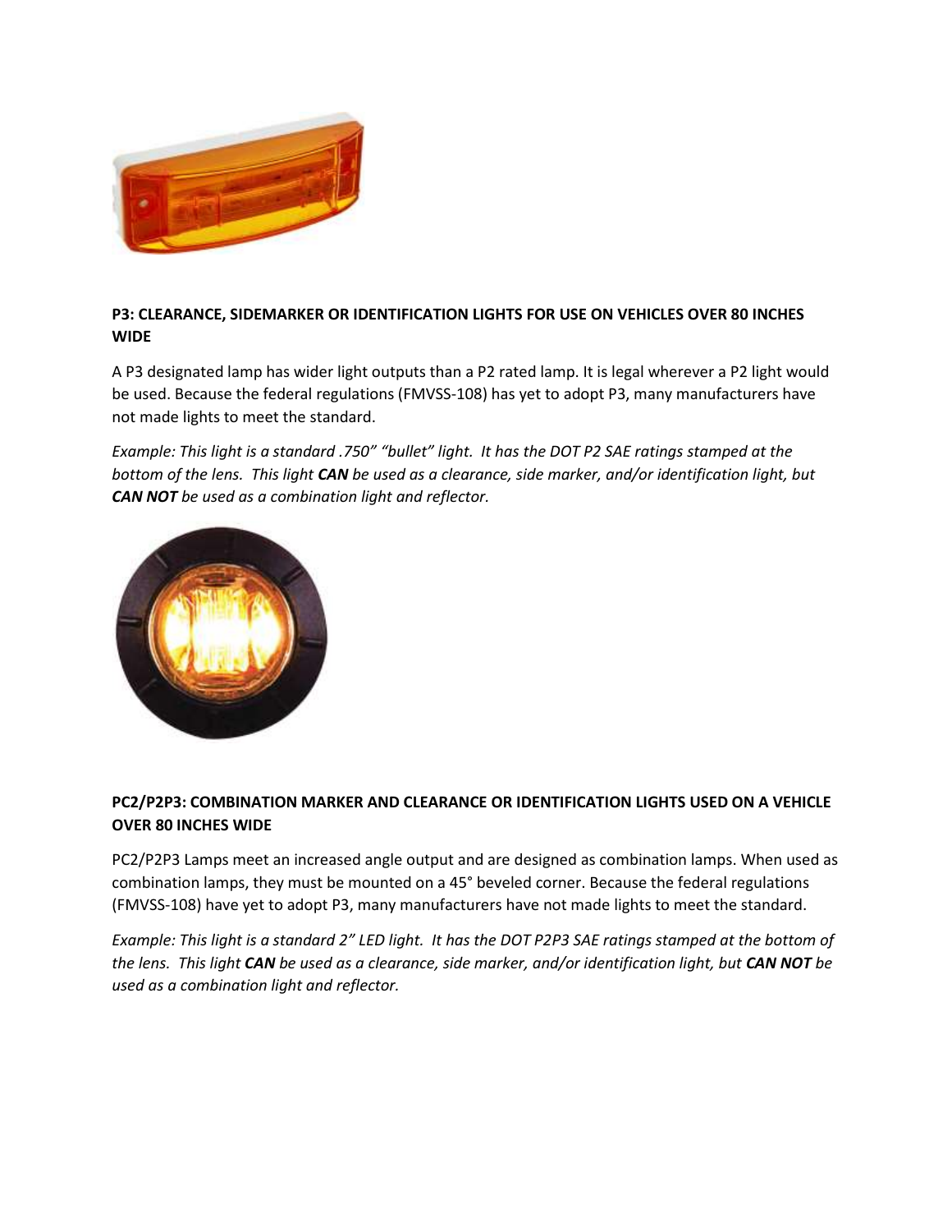**P3: CLEARANCE, SIDEMARKER OR IDENTIFICATION LIGHTS FOR USE ON VEHICLES OVER 80 INCHES WIDE**

A P3 designated lamp has wider light outputs than a P2 rated lamp. It is legal wherever a P2 light would be used. Because the federal regulations (FMVSS-108) has yet to adopt P3, many manufacturers have not made lights to meet the standard.

*Example: This light is a standard .750" "bullet" light. It has the DOT P2 SAE ratings stamped at the bottom of the lens. This light **CAN** be used as a clearance, side marker, and/or identification light, but **CAN NOT** be used as a combination light and reflector.*

**PC2/P2P3: COMBINATION MARKER AND CLEARANCE OR IDENTIFICATION LIGHTS USED ON A VEHICLE OVER 80 INCHES WIDE**

PC2/P2P3 Lamps meet an increased angle output and are designed as combination lamps. When used as combination lamps, they must be mounted on a 45° beveled corner. Because the federal regulations (FMVSS-108) have yet to adopt P3, many manufacturers have not made lights to meet the standard.

*Example: This light is a standard 2" LED light. It has the DOT P2P3 SAE ratings stamped at the bottom of the lens. This light **CAN** be used as a clearance, side marker, and/or identification light, but **CAN NOT** be used as a combination light and reflector.*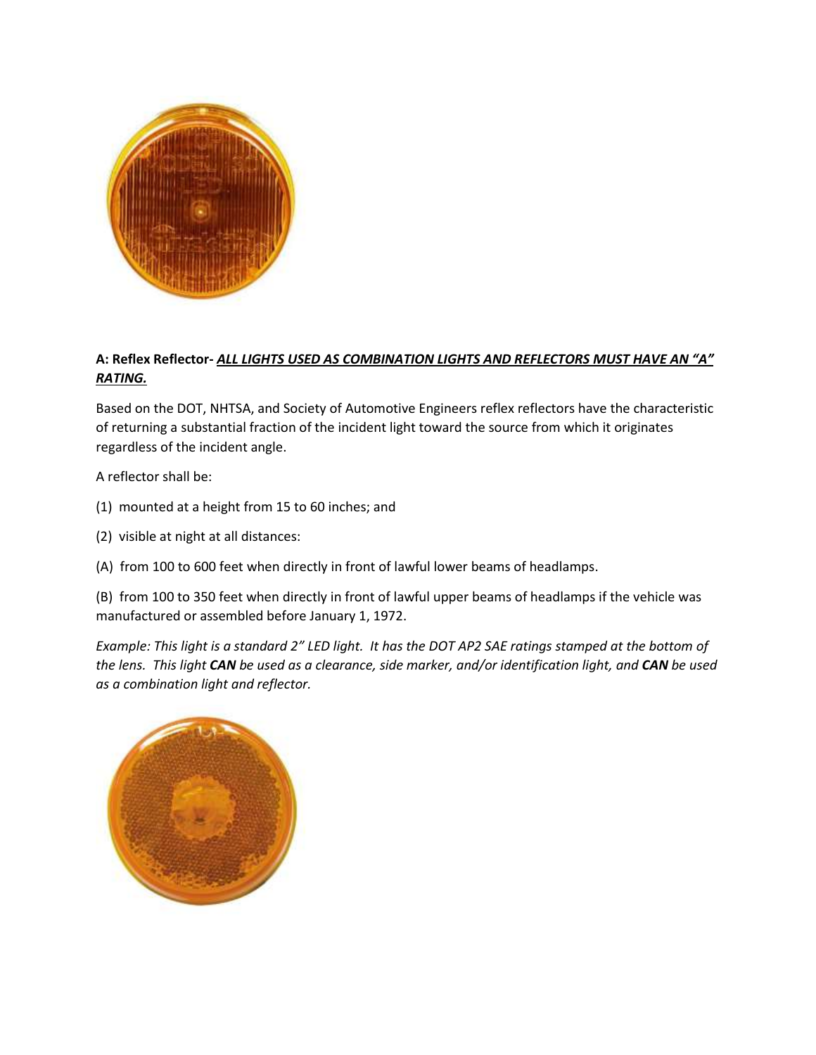**A: Reflex Reflector-** ***ALL LIGHTS USED AS COMBINATION LIGHTS AND REFLECTORS MUST HAVE AN "A" RATING.***

Based on the DOT, NHTSA, and Society of Automotive Engineers reflex reflectors have the characteristic of returning a substantial fraction of the incident light toward the source from which it originates regardless of the incident angle.

A reflector shall be:

(1) mounted at a height from 15 to 60 inches; and

(2) visible at night at all distances:

(A) from 100 to 600 feet when directly in front of lawful lower beams of headlamps.

(B) from 100 to 350 feet when directly in front of lawful upper beams of headlamps if the vehicle was manufactured or assembled before January 1, 1972.

*Example: This light is a standard 2" LED light. It has the DOT AP2 SAE ratings stamped at the bottom of the lens. This light **CAN** be used as a clearance, side marker, and/or identification light, and **CAN** be used as a combination light and reflector.*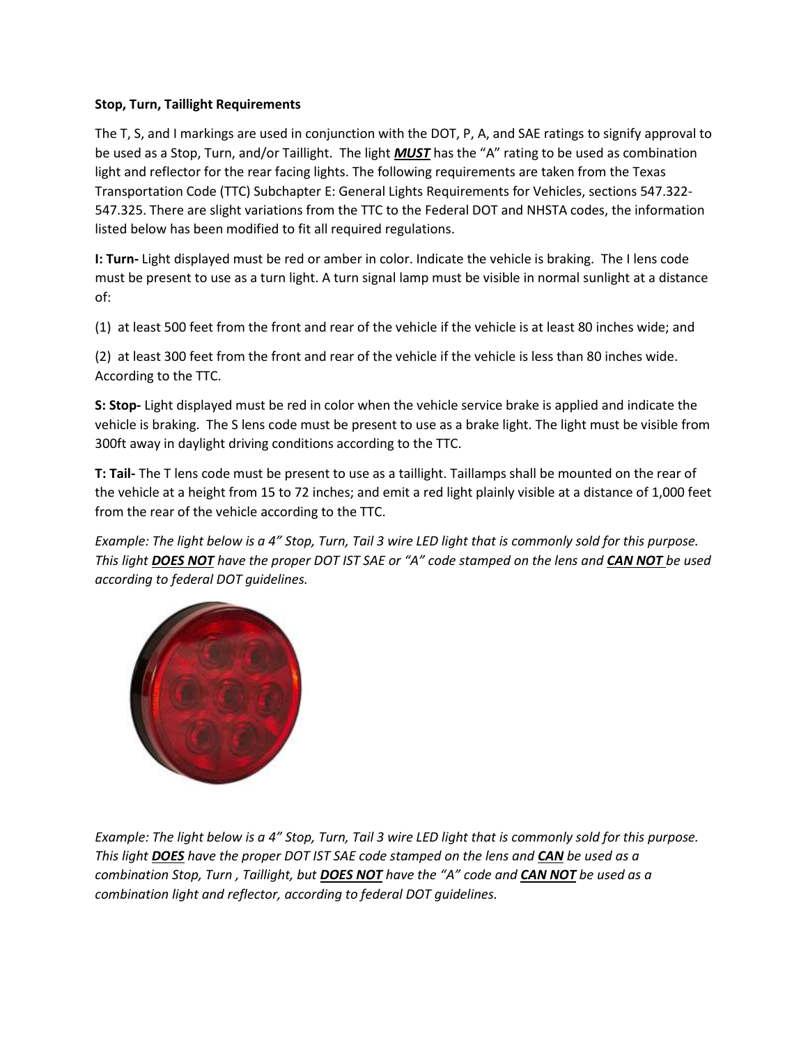**Stop, Turn, Taillight Requirements**

The T, S, and I markings are used in conjunction with the DOT, P, A, and SAE ratings to signify approval to be used as a Stop, Turn, and/or Taillight. The light ***MUST*** has the "A" rating to be used as combination light and reflector for the rear facing lights. The following requirements are taken from the Texas Transportation Code (TTC) Subchapter E: General Lights Requirements for Vehicles, sections 547.322-547.325. There are slight variations from the TTC to the Federal DOT and NHSTA codes, the information listed below has been modified to fit all required regulations.

**I: Turn-** Light displayed must be red or amber in color. Indicate the vehicle is braking. The I lens code must be present to use as a turn light. A turn signal lamp must be visible in normal sunlight at a distance of:

(1) at least 500 feet from the front and rear of the vehicle if the vehicle is at least 80 inches wide; and

(2) at least 300 feet from the front and rear of the vehicle if the vehicle is less than 80 inches wide. According to the TTC.

**S: Stop-** Light displayed must be red in color when the vehicle service brake is applied and indicate the vehicle is braking. The S lens code must be present to use as a brake light. The light must be visible from 300ft away in daylight driving conditions according to the TTC.

**T: Tail-** The T lens code must be present to use as a taillight. Taillamps shall be mounted on the rear of the vehicle at a height from 15 to 72 inches; and emit a red light plainly visible at a distance of 1,000 feet from the rear of the vehicle according to the TTC.

*Example: The light below is a 4" Stop, Turn, Tail 3 wire LED light that is commonly sold for this purpose. This light **DOES NOT** have the proper DOT IST SAE or "A" code stamped on the lens and **CAN NOT** be used according to federal DOT guidelines.*

*Example: The light below is a 4" Stop, Turn, Tail 3 wire LED light that is commonly sold for this purpose. This light **DOES** have the proper DOT IST SAE code stamped on the lens and **CAN** be used as a combination Stop, Turn , Taillight, but **DOES NOT** have the "A" code and **CAN NOT** be used as a combination light and reflector, according to federal DOT guidelines.*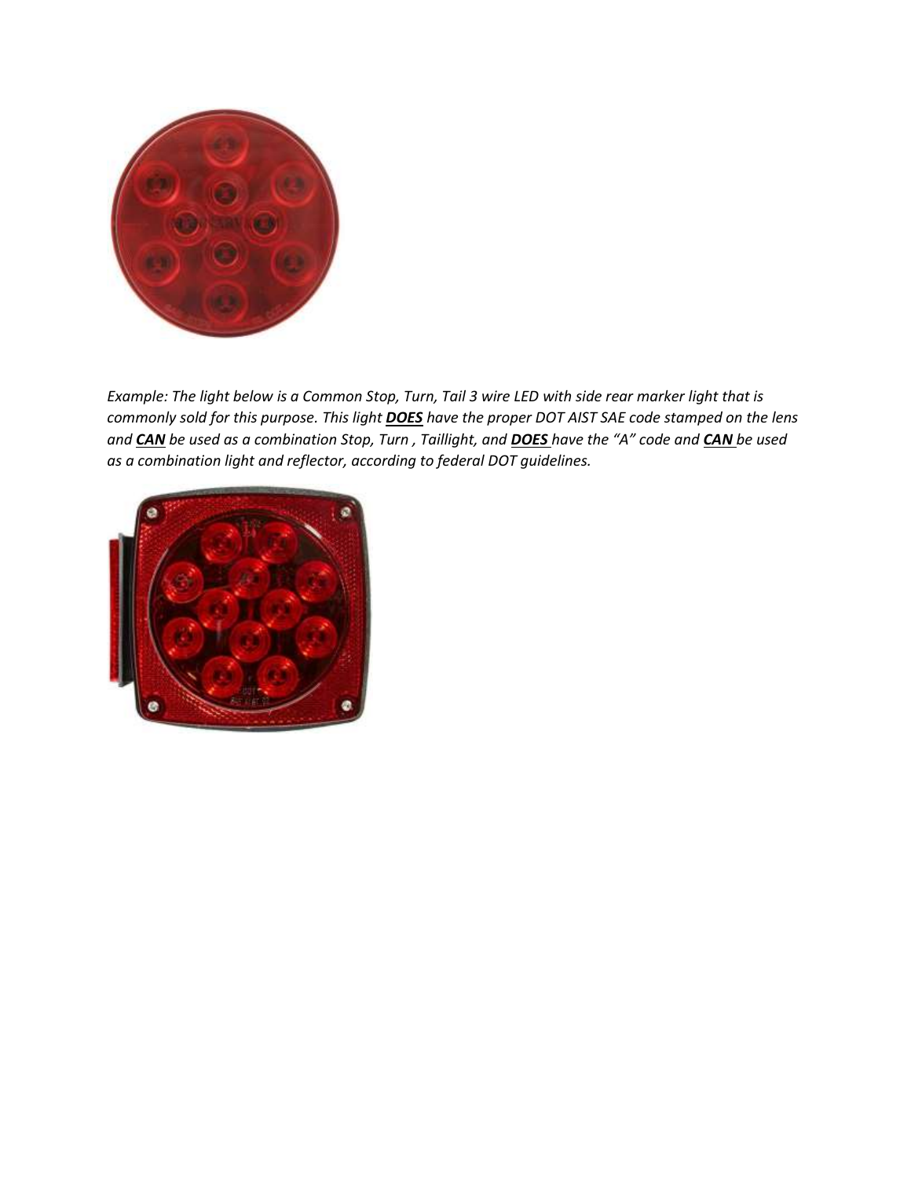*Example: The light below is a Common Stop, Turn, Tail 3 wire LED with side rear marker light that is commonly sold for this purpose. This light **DOES** have the proper DOT AIST SAE code stamped on the lens and **CAN** be used as a combination Stop, Turn , Taillight, and **DOES** have the "A" code and **CAN** be used as a combination light and reflector, according to federal DOT guidelines.*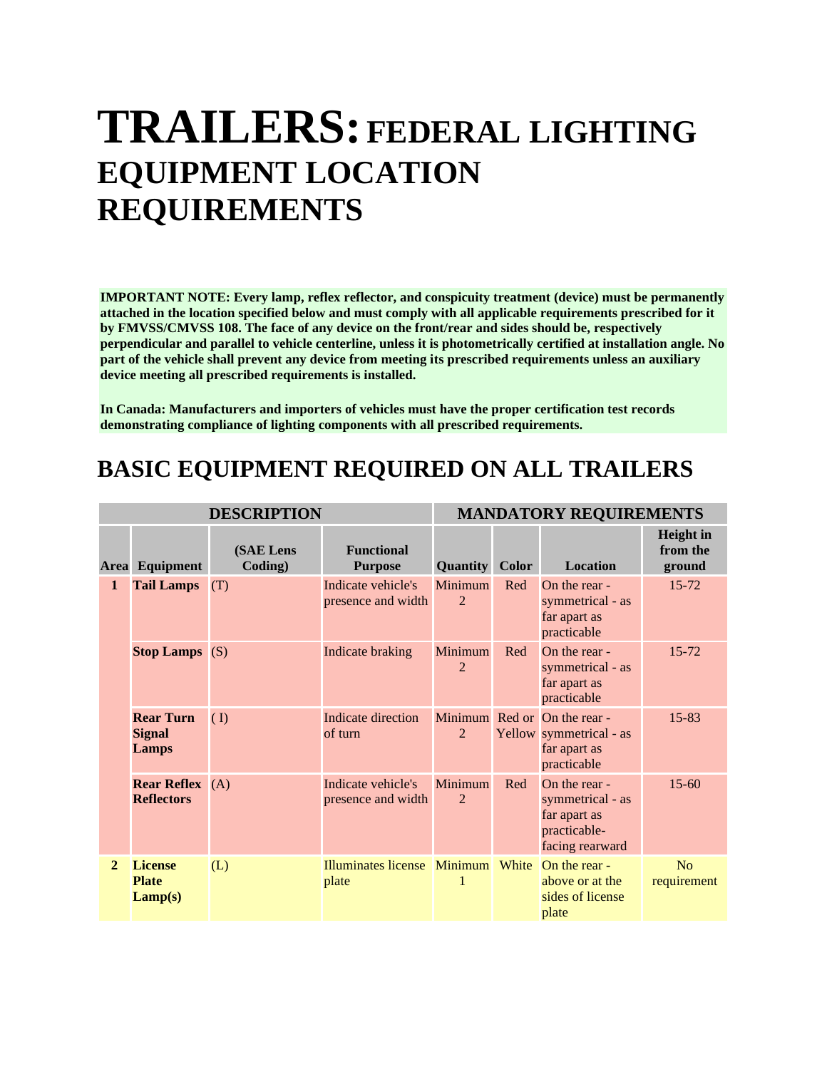# TRAILERS: FEDERAL LIGHTING EQUIPMENT LOCATION REQUIREMENTS

**IMPORTANT NOTE: Every lamp, reflex reflector, and conspicuity treatment (device) must be permanently attached in the location specified below and must comply with all applicable requirements prescribed for it by FMVSS/CMVSS 108. The face of any device on the front/rear and sides should be, respectively perpendicular and parallel to vehicle centerline, unless it is photometrically certified at installation angle. No part of the vehicle shall prevent any device from meeting its prescribed requirements unless an auxiliary device meeting all prescribed requirements is installed.**

**In Canada: Manufacturers and importers of vehicles must have the proper certification test records demonstrating compliance of lighting components with all prescribed requirements.**

## BASIC EQUIPMENT REQUIRED ON ALL TRAILERS

| DESCRIPTION | | | | MANDATORY REQUIREMENTS | | | |
|---|---|---|---|---|---|---|---|
| **Area** | **Equipment** | **(SAE Lens Coding)** | **Functional Purpose** | **Quantity** | **Color** | **Location** | **Height in from the ground** |
| **1** | **Tail Lamps** | (T) | Indicate vehicle's presence and width | Minimum 2 | Red | On the rear - symmetrical - as far apart as practicable | 15-72 |
| | **Stop Lamps** | (S) | Indicate braking | Minimum 2 | Red | On the rear - symmetrical - as far apart as practicable | 15-72 |
| | **Rear Turn Signal Lamps** | ( I) | Indicate direction of turn | Minimum 2 | Red or Yellow | On the rear - symmetrical - as far apart as practicable | 15-83 |
| | **Rear Reflex Reflectors** | (A) | Indicate vehicle's presence and width | Minimum 2 | Red | On the rear - symmetrical - as far apart as practicable- facing rearward | 15-60 |
| **2** | **License Plate Lamp(s)** | (L) | Illuminates license plate | Minimum 1 | White | On the rear - above or at the sides of license plate | No requirement |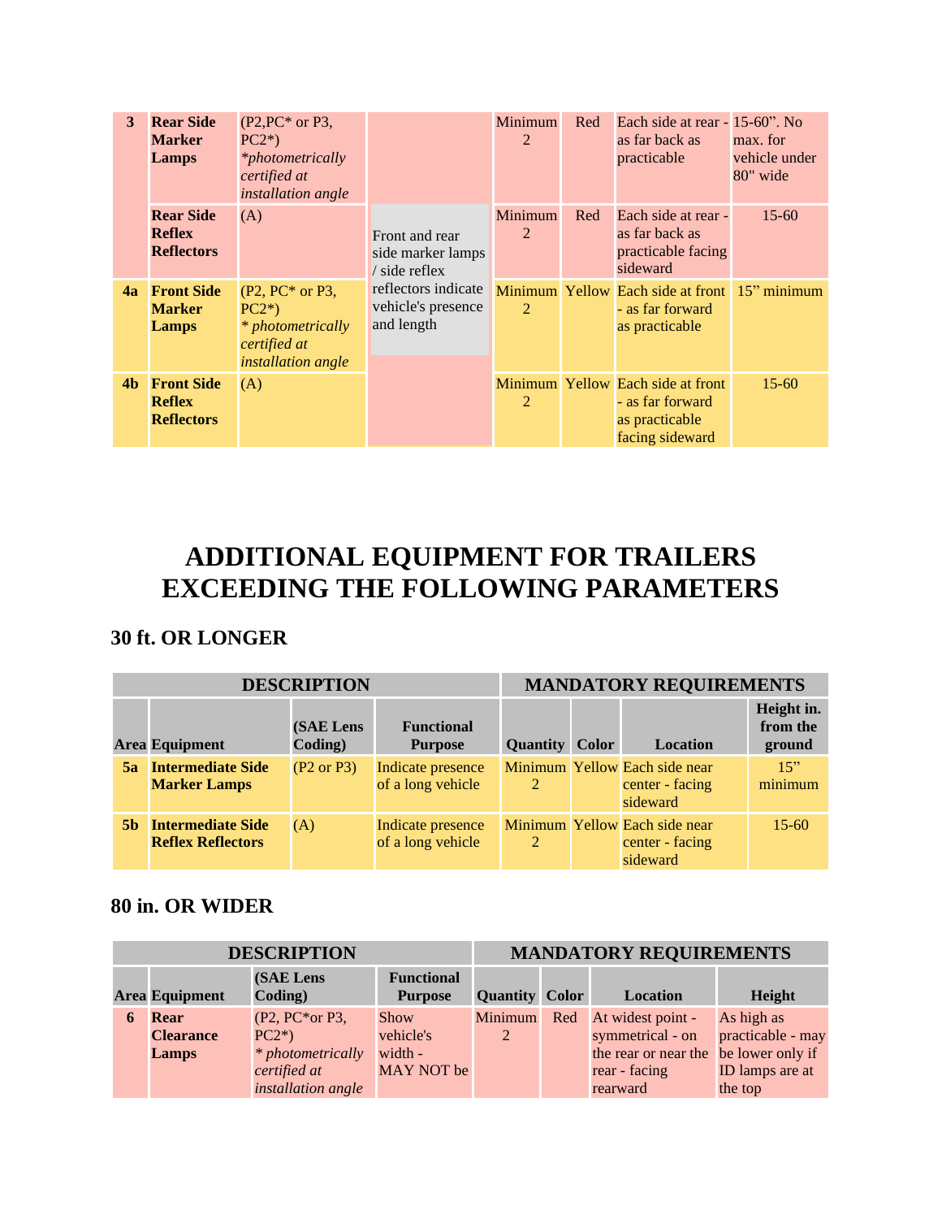| 3 | **Rear Side Marker Lamps** | (P2,PC* or P3, PC2*) *\*photometrically certified at installation angle* | | Minimum 2 | Red | Each side at rear - as far back as practicable | 15-60". No max. for vehicle under 80" wide |
|---|---|---|---|---|---|---|---|
| | **Rear Side Reflex Reflectors** | (A) | Front and rear side marker lamps / side reflex reflectors indicate vehicle's presence and length | Minimum 2 | Red | Each side at rear - as far back as practicable facing sideward | 15-60 |
| **4a** | **Front Side Marker Lamps** | (P2, PC* or P3, PC2*) *\* photometrically certified at installation angle* | | Minimum 2 | Yellow | Each side at front - as far forward as practicable | 15" minimum |
| **4b** | **Front Side Reflex Reflectors** | (A) | | Minimum 2 | Yellow | Each side at front - as far forward as practicable facing sideward | 15-60 |

# ADDITIONAL EQUIPMENT FOR TRAILERS EXCEEDING THE FOLLOWING PARAMETERS

## 30 ft. OR LONGER

| DESCRIPTION | | | | MANDATORY REQUIREMENTS | | | |
|---|---|---|---|---|---|---|---|
| **Area** | **Equipment** | **(SAE Lens Coding)** | **Functional Purpose** | **Quantity** | **Color** | **Location** | **Height in. from the ground** |
| **5a** | **Intermediate Side Marker Lamps** | (P2 or P3) | Indicate presence of a long vehicle | Minimum 2 | Yellow | Each side near center - facing sideward | 15" minimum |
| **5b** | **Intermediate Side Reflex Reflectors** | (A) | Indicate presence of a long vehicle | Minimum 2 | Yellow | Each side near center - facing sideward | 15-60 |

## 80 in. OR WIDER

| DESCRIPTION | | | | MANDATORY REQUIREMENTS | | | |
|---|---|---|---|---|---|---|---|
| **Area** | **Equipment** | **(SAE Lens Coding)** | **Functional Purpose** | **Quantity** | **Color** | **Location** | **Height** |
| **6** | **Rear Clearance Lamps** | (P2, PC*or P3, PC2*) *\* photometrically certified at installation angle* | Show vehicle's width - MAY NOT be | Minimum 2 | Red | At widest point - symmetrical - on the rear or near the rear - facing rearward | As high as practicable - may be lower only if ID lamps are at the top |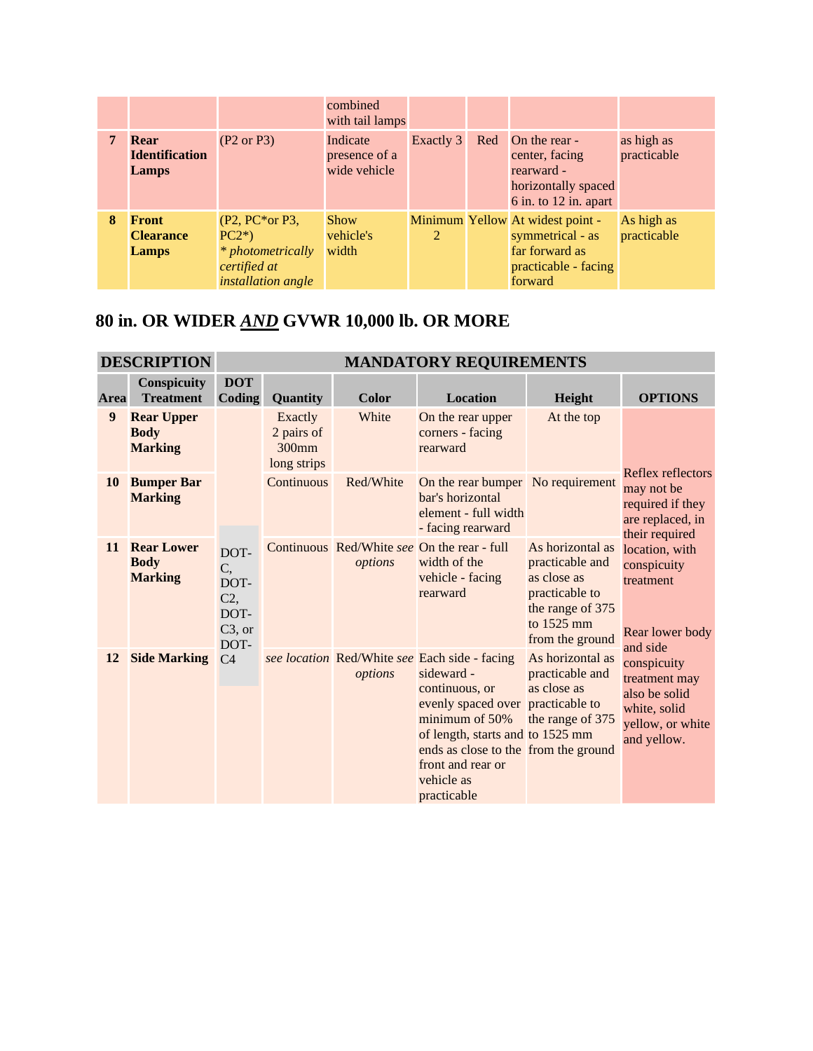| | | | | | | | |
|---|---|---|---|---|---|---|---|
| | | | combined with tail lamps | | | | |
| **7** | **Rear Identification Lamps** | (P2 or P3) | Indicate presence of a wide vehicle | Exactly 3 | Red | On the rear - center, facing rearward - horizontally spaced 6 in. to 12 in. apart | as high as practicable |
| **8** | **Front Clearance Lamps** | (P2, PC*or P3, PC2*) *\* photometrically certified at installation angle* | Show vehicle's width | Minimum 2 | Yellow | At widest point - symmetrical - as far forward as practicable - facing forward | As high as practicable |

## 80 in. OR WIDER ***AND*** GVWR 10,000 lb. OR MORE

| DESCRIPTION | | MANDATORY REQUIREMENTS | | | | | |
|---|---|---|---|---|---|---|---|
| **Area** | **Conspicuity Treatment** | **DOT Coding** | **Quantity** | **Color** | **Location** | **Height** | **OPTIONS** |
| **9** | **Rear Upper Body Marking** | DOT-C, DOT-C2, DOT-C3, or DOT-C4 | Exactly 2 pairs of 300mm long strips | White | On the rear upper corners - facing rearward | At the top | Reflex reflectors may not be required if they are replaced, in their required location, with conspicuity treatment<br><br>Rear lower body and side conspicuity treatment may also be solid white, solid yellow, or white and yellow. |
| **10** | **Bumper Bar Marking** | | Continuous | Red/White | On the rear bumper bar's horizontal element - full width - facing rearward | No requirement | |
| **11** | **Rear Lower Body Marking** | | Continuous | Red/White *see options* | On the rear - full width of the vehicle - facing rearward | As horizontal as practicable and as close as practicable to the range of 375 to 1525 mm from the ground | |
| **12** | **Side Marking** | | *see location* | Red/White *see options* | Each side - facing sideward - continuous, or evenly spaced over minimum of 50% of length, starts and ends as close to the front and rear or vehicle as practicable | As horizontal as practicable and as close as practicable to the range of 375 to 1525 mm from the ground | |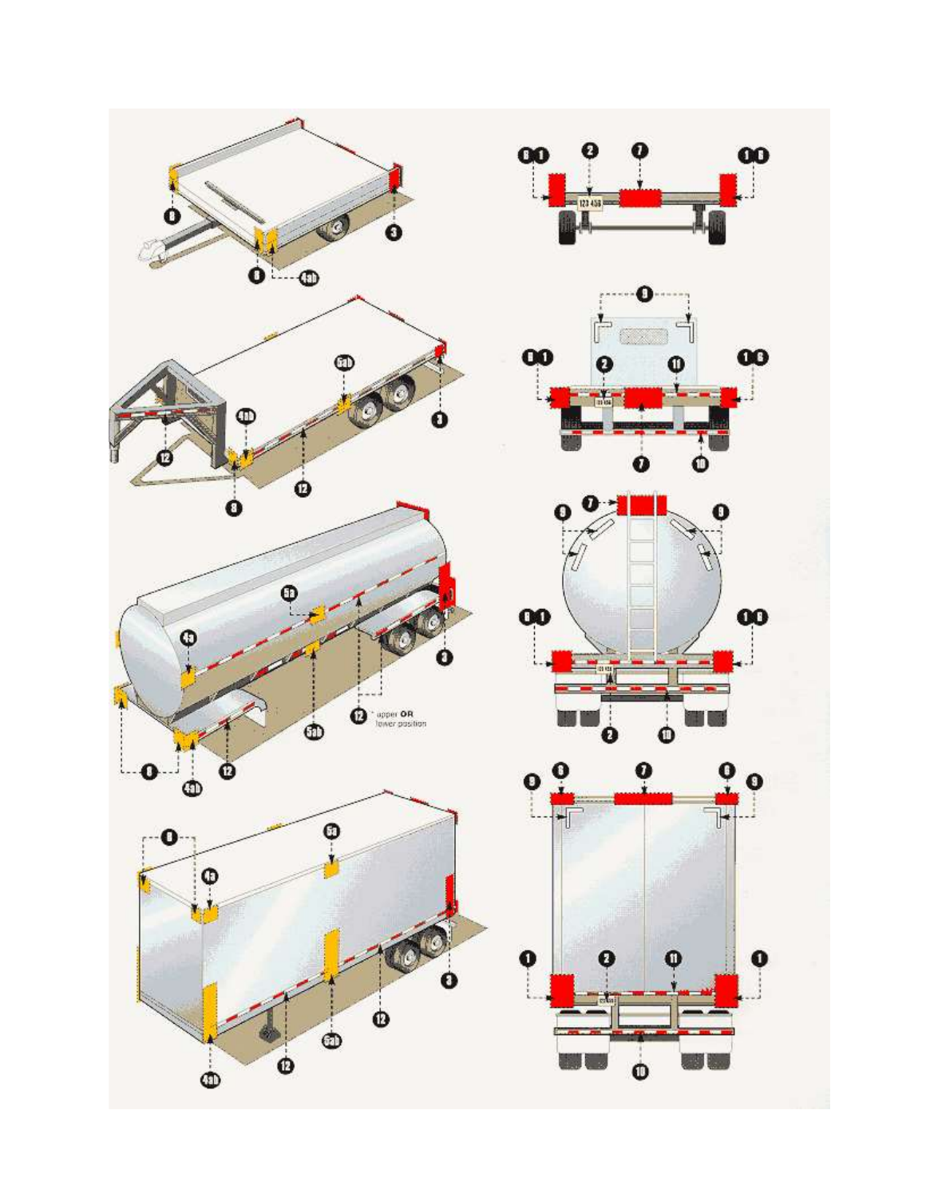12 * upper **OR** lower position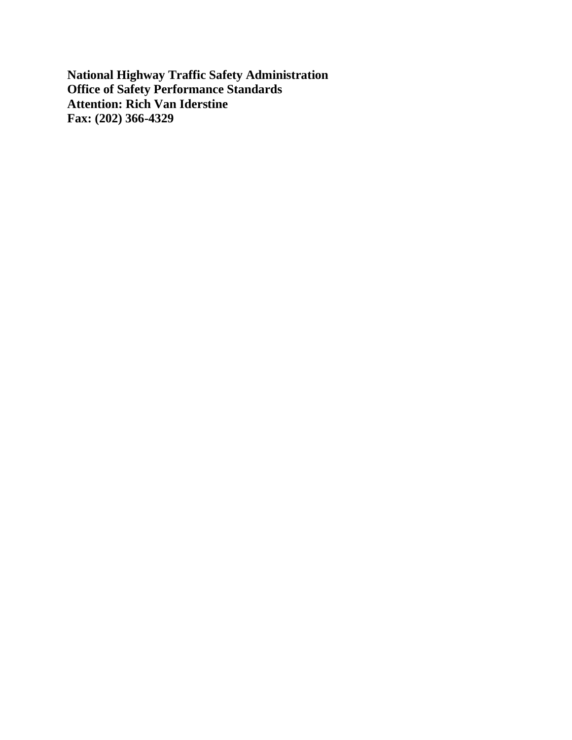**National Highway Traffic Safety Administration**
**Office of Safety Performance Standards**
**Attention: Rich Van Iderstine**
**Fax: (202) 366-4329**